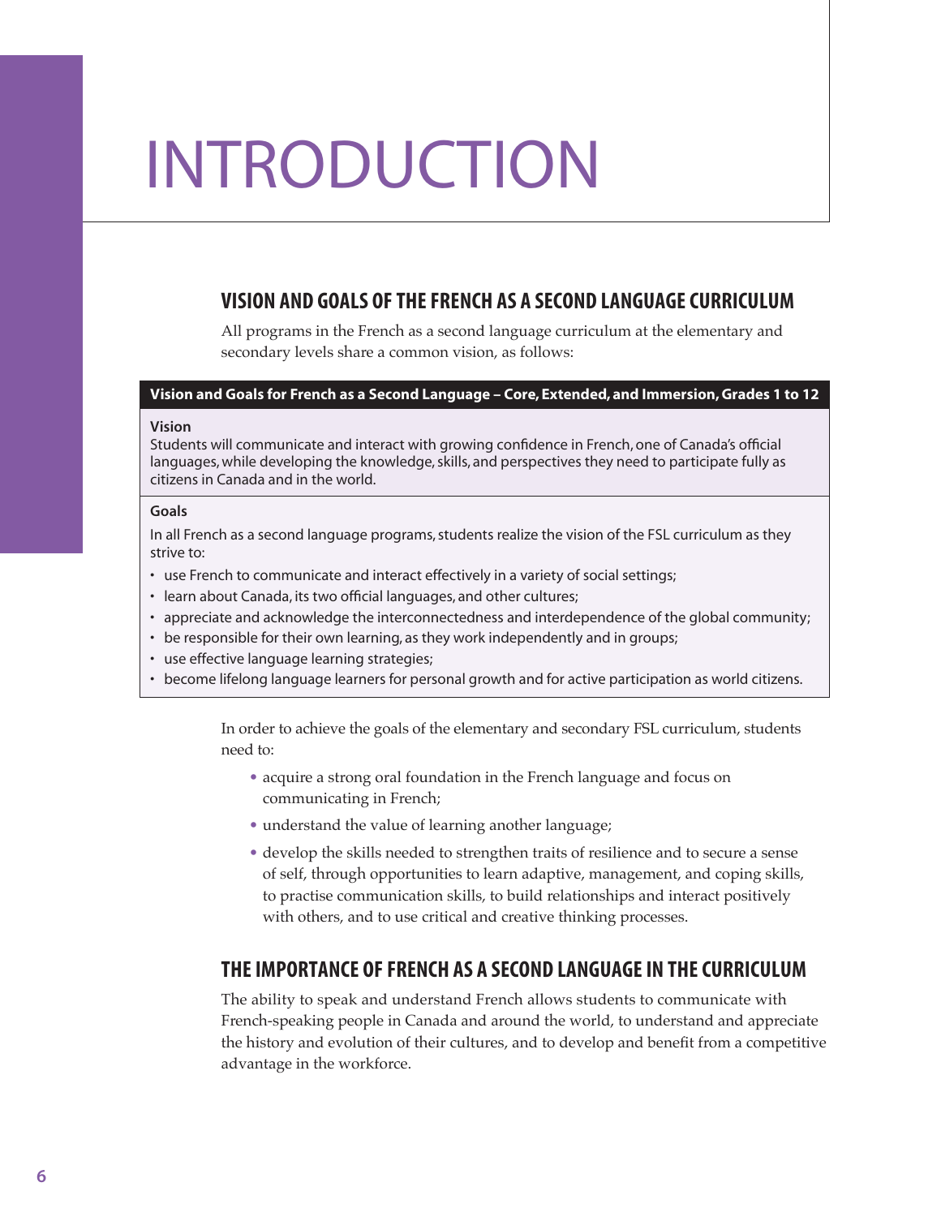# INTRODUCTION

## VISION AND GOALS OF THE FRENCH AS A SECOND LANGUAGE CURRICULUM

All programs in the French as a second language curriculum at the elementary and secondary levels share a common vision, as follows:

**Vision and Goals for French as a Second Language – Core, Extended, and Immersion, Grades 1 to 12**

**Vision**

Students will communicate and interact with growing confidence in French, one of Canada's official languages, while developing the knowledge, skills, and perspectives they need to participate fully as citizens in Canada and in the world.

**Goals**

In all French as a second language programs, students realize the vision of the FSL curriculum as they strive to:

- use French to communicate and interact effectively in a variety of social settings;
- learn about Canada, its two official languages, and other cultures;
- appreciate and acknowledge the interconnectedness and interdependence of the global community;
- be responsible for their own learning, as they work independently and in groups;
- use effective language learning strategies;
- become lifelong language learners for personal growth and for active participation as world citizens.

In order to achieve the goals of the elementary and secondary FSL curriculum, students need to:

- acquire a strong oral foundation in the French language and focus on communicating in French;
- understand the value of learning another language;
- develop the skills needed to strengthen traits of resilience and to secure a sense of self, through opportunities to learn adaptive, management, and coping skills, to practise communication skills, to build relationships and interact positively with others, and to use critical and creative thinking processes.

## THE IMPORTANCE OF FRENCH AS A SECOND LANGUAGE IN THE CURRICULUM

The ability to speak and understand French allows students to communicate with French-speaking people in Canada and around the world, to understand and appreciate the history and evolution of their cultures, and to develop and benefit from a competitive advantage in the workforce.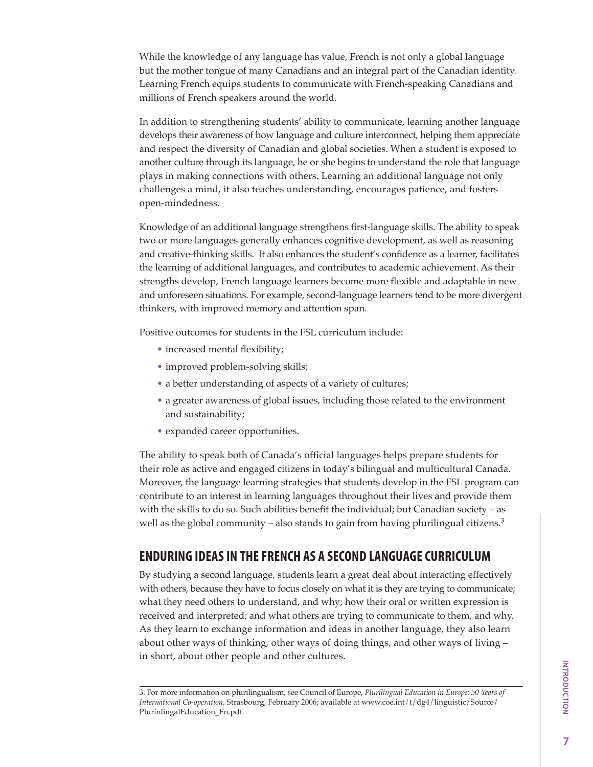While the knowledge of any language has value, French is not only a global language but the mother tongue of many Canadians and an integral part of the Canadian identity. Learning French equips students to communicate with French-speaking Canadians and millions of French speakers around the world.

In addition to strengthening students' ability to communicate, learning another language develops their awareness of how language and culture interconnect, helping them appreciate and respect the diversity of Canadian and global societies. When a student is exposed to another culture through its language, he or she begins to understand the role that language plays in making connections with others. Learning an additional language not only challenges a mind, it also teaches understanding, encourages patience, and fosters open-mindedness.

Knowledge of an additional language strengthens first-language skills. The ability to speak two or more languages generally enhances cognitive development, as well as reasoning and creative-thinking skills. It also enhances the student's confidence as a learner, facilitates the learning of additional languages, and contributes to academic achievement. As their strengths develop, French language learners become more flexible and adaptable in new and unforeseen situations. For example, second-language learners tend to be more divergent thinkers, with improved memory and attention span.

Positive outcomes for students in the FSL curriculum include:

- increased mental flexibility;
- improved problem-solving skills;
- a better understanding of aspects of a variety of cultures;
- a greater awareness of global issues, including those related to the environment and sustainability;
- expanded career opportunities.

The ability to speak both of Canada's official languages helps prepare students for their role as active and engaged citizens in today's bilingual and multicultural Canada. Moreover, the language learning strategies that students develop in the FSL program can contribute to an interest in learning languages throughout their lives and provide them with the skills to do so. Such abilities benefit the individual; but Canadian society – as well as the global community – also stands to gain from having plurilingual citizens.[3]

## ENDURING IDEAS IN THE FRENCH AS A SECOND LANGUAGE CURRICULUM

By studying a second language, students learn a great deal about interacting effectively with others, because they have to focus closely on what it is they are trying to communicate; what they need others to understand, and why; how their oral or written expression is received and interpreted; and what others are trying to communicate to them, and why. As they learn to exchange information and ideas in another language, they also learn about other ways of thinking, other ways of doing things, and other ways of living – in short, about other people and other cultures.

3. For more information on plurilingualism, see Council of Europe, *Plurilingual Education in Europe: 50 Years of International Co-operation*, Strasbourg, February 2006; available at www.coe.int/t/dg4/linguistic/Source/PlurinlingalEducation_En.pdf.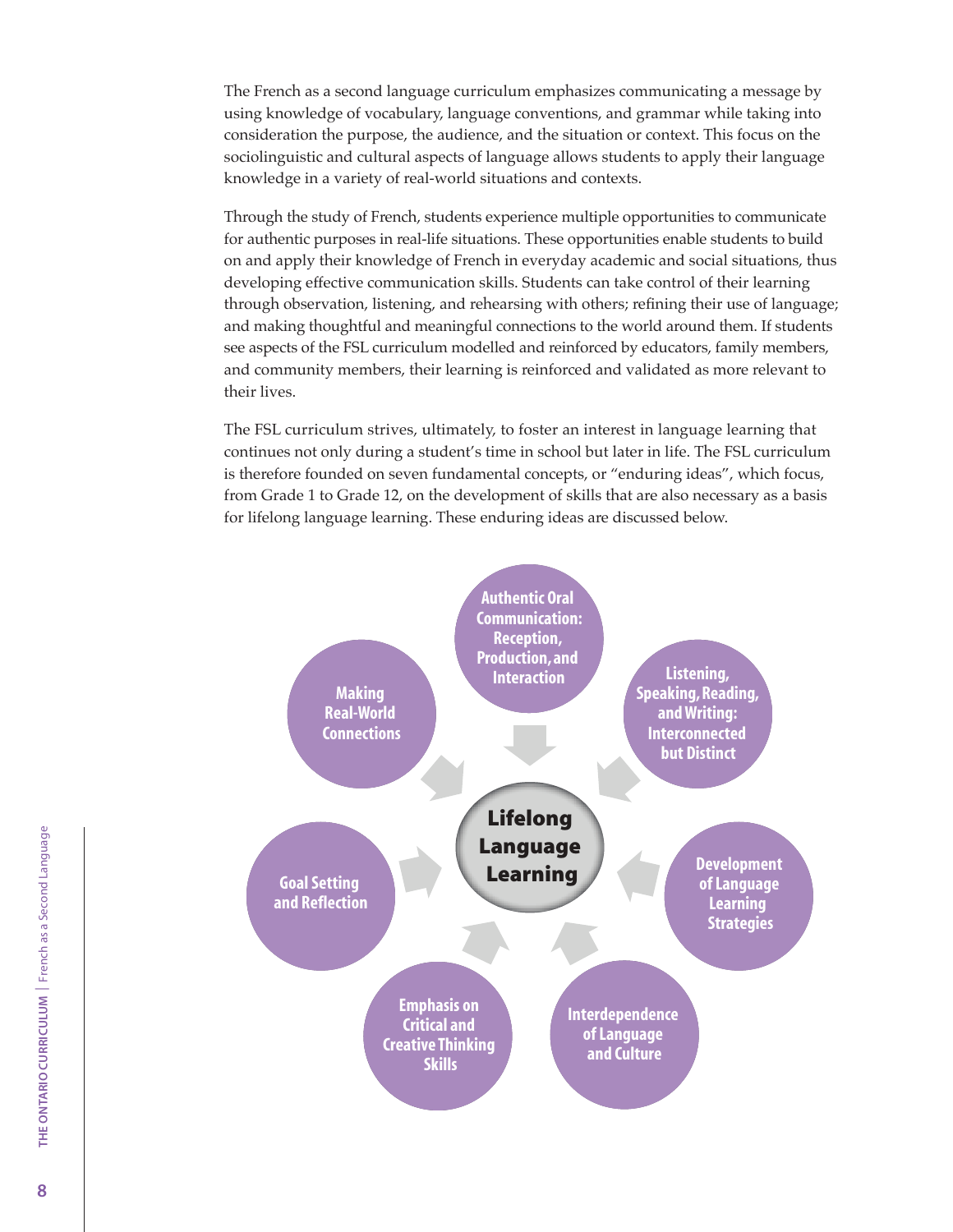The French as a second language curriculum emphasizes communicating a message by using knowledge of vocabulary, language conventions, and grammar while taking into consideration the purpose, the audience, and the situation or context. This focus on the sociolinguistic and cultural aspects of language allows students to apply their language knowledge in a variety of real-world situations and contexts.

Through the study of French, students experience multiple opportunities to communicate for authentic purposes in real-life situations. These opportunities enable students to build on and apply their knowledge of French in everyday academic and social situations, thus developing effective communication skills. Students can take control of their learning through observation, listening, and rehearsing with others; refining their use of language; and making thoughtful and meaningful connections to the world around them. If students see aspects of the FSL curriculum modelled and reinforced by educators, family members, and community members, their learning is reinforced and validated as more relevant to their lives.

The FSL curriculum strives, ultimately, to foster an interest in language learning that continues not only during a student's time in school but later in life. The FSL curriculum is therefore founded on seven fundamental concepts, or "enduring ideas", which focus, from Grade 1 to Grade 12, on the development of skills that are also necessary as a basis for lifelong language learning. These enduring ideas are discussed below.

**Lifelong Language Learning**

- Authentic Oral Communication: Reception, Production, and Interaction
- Listening, Speaking, Reading, and Writing: Interconnected but Distinct
- Development of Language Learning Strategies
- Interdependence of Language and Culture
- Emphasis on Critical and Creative Thinking Skills
- Goal Setting and Reflection
- Making Real-World Connections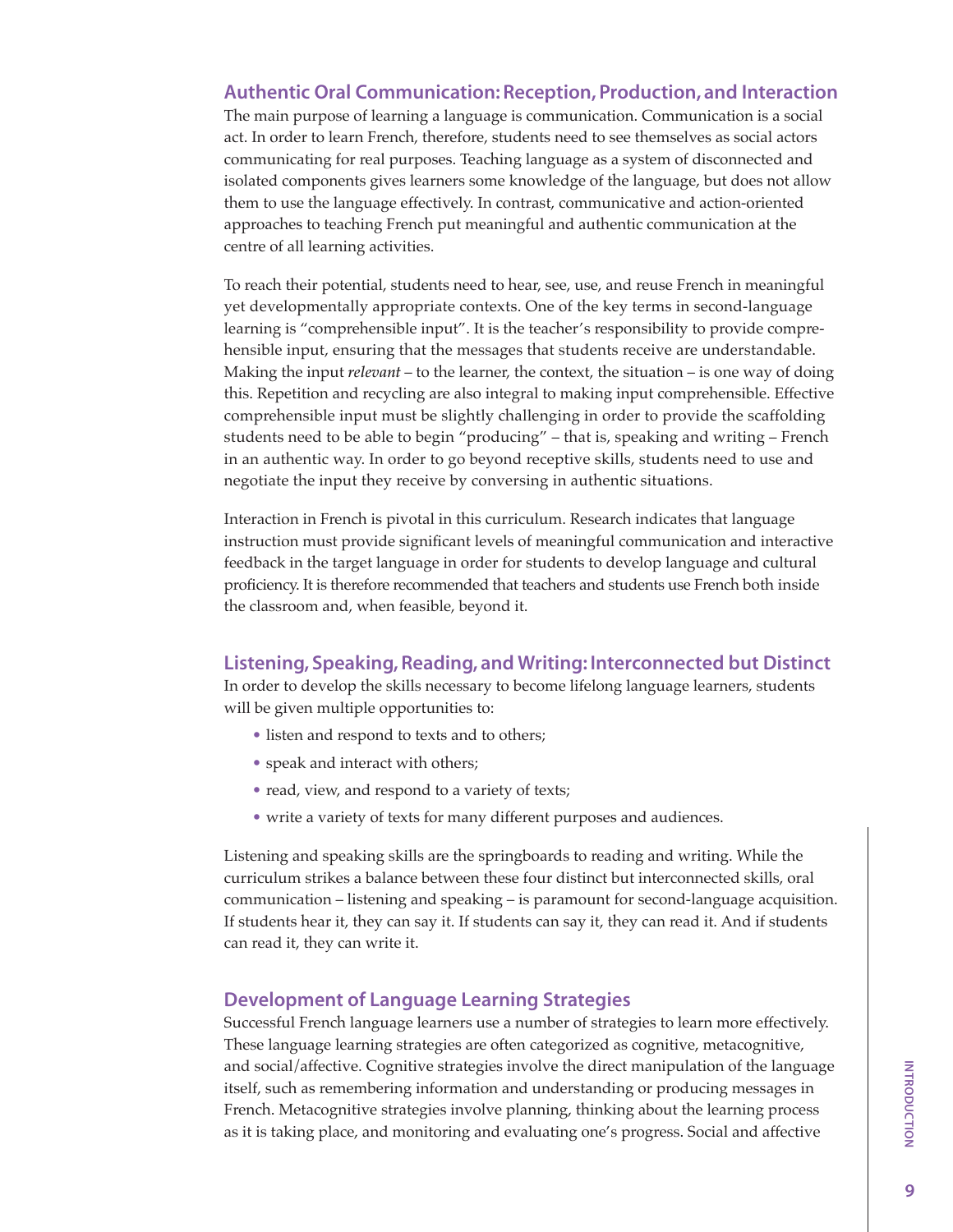## Authentic Oral Communication: Reception, Production, and Interaction

The main purpose of learning a language is communication. Communication is a social act. In order to learn French, therefore, students need to see themselves as social actors communicating for real purposes. Teaching language as a system of disconnected and isolated components gives learners some knowledge of the language, but does not allow them to use the language effectively. In contrast, communicative and action-oriented approaches to teaching French put meaningful and authentic communication at the centre of all learning activities.

To reach their potential, students need to hear, see, use, and reuse French in meaningful yet developmentally appropriate contexts. One of the key terms in second-language learning is "comprehensible input". It is the teacher's responsibility to provide comprehensible input, ensuring that the messages that students receive are understandable. Making the input *relevant* – to the learner, the context, the situation – is one way of doing this. Repetition and recycling are also integral to making input comprehensible. Effective comprehensible input must be slightly challenging in order to provide the scaffolding students need to be able to begin "producing" – that is, speaking and writing – French in an authentic way. In order to go beyond receptive skills, students need to use and negotiate the input they receive by conversing in authentic situations.

Interaction in French is pivotal in this curriculum. Research indicates that language instruction must provide significant levels of meaningful communication and interactive feedback in the target language in order for students to develop language and cultural proficiency. It is therefore recommended that teachers and students use French both inside the classroom and, when feasible, beyond it.

## Listening, Speaking, Reading, and Writing: Interconnected but Distinct

In order to develop the skills necessary to become lifelong language learners, students will be given multiple opportunities to:

- listen and respond to texts and to others;
- speak and interact with others;
- read, view, and respond to a variety of texts;
- write a variety of texts for many different purposes and audiences.

Listening and speaking skills are the springboards to reading and writing. While the curriculum strikes a balance between these four distinct but interconnected skills, oral communication – listening and speaking – is paramount for second-language acquisition. If students hear it, they can say it. If students can say it, they can read it. And if students can read it, they can write it.

## Development of Language Learning Strategies

Successful French language learners use a number of strategies to learn more effectively. These language learning strategies are often categorized as cognitive, metacognitive, and social/affective. Cognitive strategies involve the direct manipulation of the language itself, such as remembering information and understanding or producing messages in French. Metacognitive strategies involve planning, thinking about the learning process as it is taking place, and monitoring and evaluating one's progress. Social and affective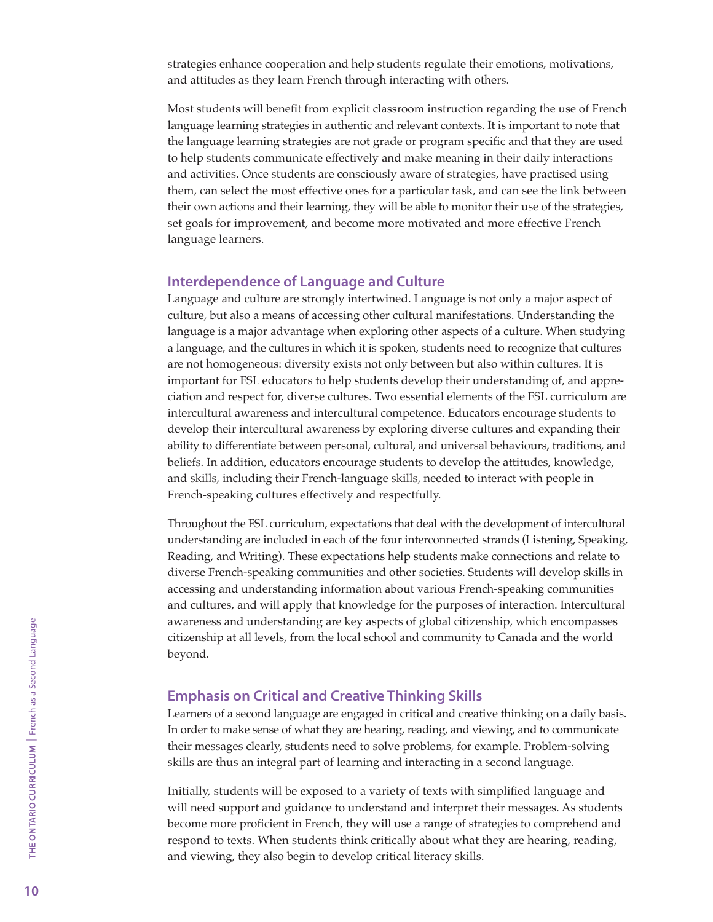strategies enhance cooperation and help students regulate their emotions, motivations, and attitudes as they learn French through interacting with others.

Most students will benefit from explicit classroom instruction regarding the use of French language learning strategies in authentic and relevant contexts. It is important to note that the language learning strategies are not grade or program specific and that they are used to help students communicate effectively and make meaning in their daily interactions and activities. Once students are consciously aware of strategies, have practised using them, can select the most effective ones for a particular task, and can see the link between their own actions and their learning, they will be able to monitor their use of the strategies, set goals for improvement, and become more motivated and more effective French language learners.

### Interdependence of Language and Culture

Language and culture are strongly intertwined. Language is not only a major aspect of culture, but also a means of accessing other cultural manifestations. Understanding the language is a major advantage when exploring other aspects of a culture. When studying a language, and the cultures in which it is spoken, students need to recognize that cultures are not homogeneous: diversity exists not only between but also within cultures. It is important for FSL educators to help students develop their understanding of, and appreciation and respect for, diverse cultures. Two essential elements of the FSL curriculum are intercultural awareness and intercultural competence. Educators encourage students to develop their intercultural awareness by exploring diverse cultures and expanding their ability to differentiate between personal, cultural, and universal behaviours, traditions, and beliefs. In addition, educators encourage students to develop the attitudes, knowledge, and skills, including their French-language skills, needed to interact with people in French-speaking cultures effectively and respectfully.

Throughout the FSL curriculum, expectations that deal with the development of intercultural understanding are included in each of the four interconnected strands (Listening, Speaking, Reading, and Writing). These expectations help students make connections and relate to diverse French-speaking communities and other societies. Students will develop skills in accessing and understanding information about various French-speaking communities and cultures, and will apply that knowledge for the purposes of interaction. Intercultural awareness and understanding are key aspects of global citizenship, which encompasses citizenship at all levels, from the local school and community to Canada and the world beyond.

### Emphasis on Critical and Creative Thinking Skills

Learners of a second language are engaged in critical and creative thinking on a daily basis. In order to make sense of what they are hearing, reading, and viewing, and to communicate their messages clearly, students need to solve problems, for example. Problem-solving skills are thus an integral part of learning and interacting in a second language.

Initially, students will be exposed to a variety of texts with simplified language and will need support and guidance to understand and interpret their messages. As students become more proficient in French, they will use a range of strategies to comprehend and respond to texts. When students think critically about what they are hearing, reading, and viewing, they also begin to develop critical literacy skills.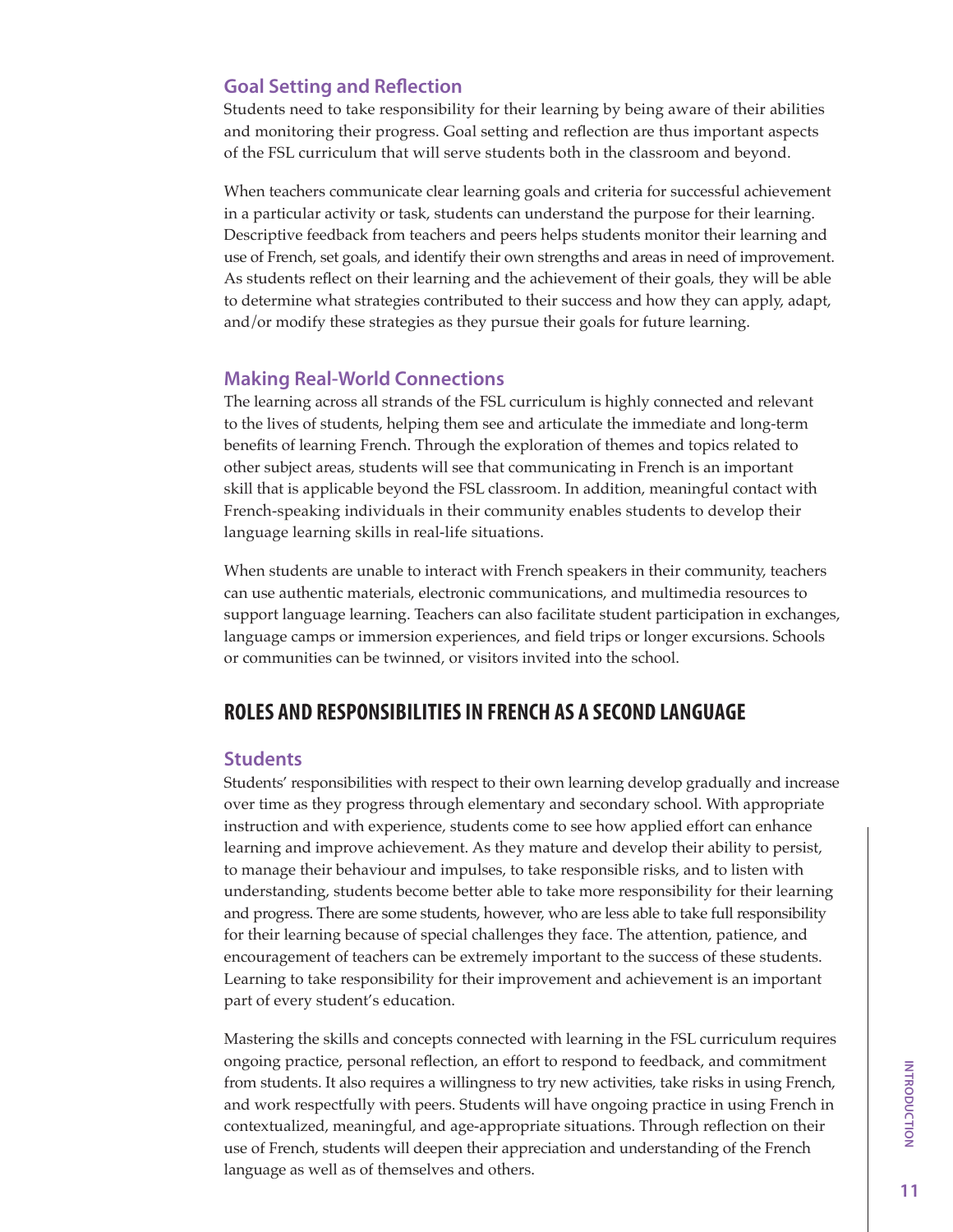### Goal Setting and Reflection

Students need to take responsibility for their learning by being aware of their abilities and monitoring their progress. Goal setting and reflection are thus important aspects of the FSL curriculum that will serve students both in the classroom and beyond.

When teachers communicate clear learning goals and criteria for successful achievement in a particular activity or task, students can understand the purpose for their learning. Descriptive feedback from teachers and peers helps students monitor their learning and use of French, set goals, and identify their own strengths and areas in need of improvement. As students reflect on their learning and the achievement of their goals, they will be able to determine what strategies contributed to their success and how they can apply, adapt, and/or modify these strategies as they pursue their goals for future learning.

### Making Real-World Connections

The learning across all strands of the FSL curriculum is highly connected and relevant to the lives of students, helping them see and articulate the immediate and long-term benefits of learning French. Through the exploration of themes and topics related to other subject areas, students will see that communicating in French is an important skill that is applicable beyond the FSL classroom. In addition, meaningful contact with French-speaking individuals in their community enables students to develop their language learning skills in real-life situations.

When students are unable to interact with French speakers in their community, teachers can use authentic materials, electronic communications, and multimedia resources to support language learning. Teachers can also facilitate student participation in exchanges, language camps or immersion experiences, and field trips or longer excursions. Schools or communities can be twinned, or visitors invited into the school.

## ROLES AND RESPONSIBILITIES IN FRENCH AS A SECOND LANGUAGE

### Students

Students' responsibilities with respect to their own learning develop gradually and increase over time as they progress through elementary and secondary school. With appropriate instruction and with experience, students come to see how applied effort can enhance learning and improve achievement. As they mature and develop their ability to persist, to manage their behaviour and impulses, to take responsible risks, and to listen with understanding, students become better able to take more responsibility for their learning and progress. There are some students, however, who are less able to take full responsibility for their learning because of special challenges they face. The attention, patience, and encouragement of teachers can be extremely important to the success of these students. Learning to take responsibility for their improvement and achievement is an important part of every student's education.

Mastering the skills and concepts connected with learning in the FSL curriculum requires ongoing practice, personal reflection, an effort to respond to feedback, and commitment from students. It also requires a willingness to try new activities, take risks in using French, and work respectfully with peers. Students will have ongoing practice in using French in contextualized, meaningful, and age-appropriate situations. Through reflection on their use of French, students will deepen their appreciation and understanding of the French language as well as of themselves and others.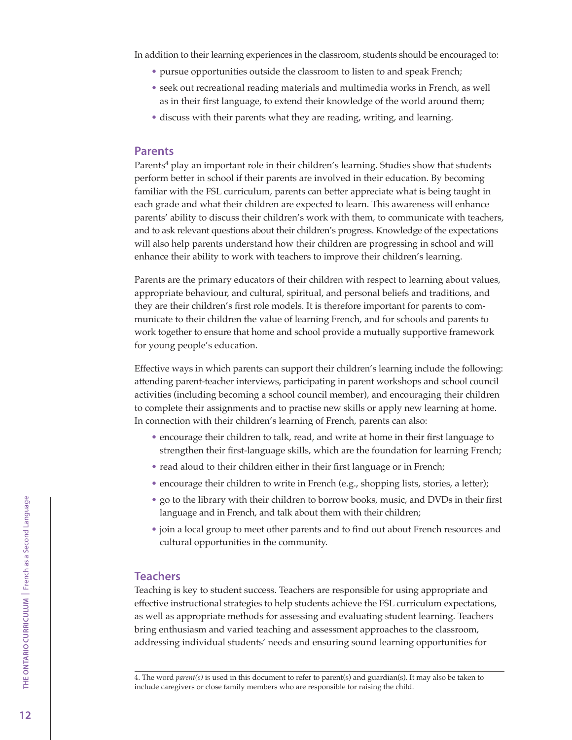In addition to their learning experiences in the classroom, students should be encouraged to:

- pursue opportunities outside the classroom to listen to and speak French;
- seek out recreational reading materials and multimedia works in French, as well as in their first language, to extend their knowledge of the world around them;
- discuss with their parents what they are reading, writing, and learning.

## Parents

Parents[4] play an important role in their children's learning. Studies show that students perform better in school if their parents are involved in their education. By becoming familiar with the FSL curriculum, parents can better appreciate what is being taught in each grade and what their children are expected to learn. This awareness will enhance parents' ability to discuss their children's work with them, to communicate with teachers, and to ask relevant questions about their children's progress. Knowledge of the expectations will also help parents understand how their children are progressing in school and will enhance their ability to work with teachers to improve their children's learning.

Parents are the primary educators of their children with respect to learning about values, appropriate behaviour, and cultural, spiritual, and personal beliefs and traditions, and they are their children's first role models. It is therefore important for parents to communicate to their children the value of learning French, and for schools and parents to work together to ensure that home and school provide a mutually supportive framework for young people's education.

Effective ways in which parents can support their children's learning include the following: attending parent-teacher interviews, participating in parent workshops and school council activities (including becoming a school council member), and encouraging their children to complete their assignments and to practise new skills or apply new learning at home. In connection with their children's learning of French, parents can also:

- encourage their children to talk, read, and write at home in their first language to strengthen their first-language skills, which are the foundation for learning French;
- read aloud to their children either in their first language or in French;
- encourage their children to write in French (e.g., shopping lists, stories, a letter);
- go to the library with their children to borrow books, music, and DVDs in their first language and in French, and talk about them with their children;
- join a local group to meet other parents and to find out about French resources and cultural opportunities in the community.

## Teachers

Teaching is key to student success. Teachers are responsible for using appropriate and effective instructional strategies to help students achieve the FSL curriculum expectations, as well as appropriate methods for assessing and evaluating student learning. Teachers bring enthusiasm and varied teaching and assessment approaches to the classroom, addressing individual students' needs and ensuring sound learning opportunities for

4. The word *parent(s)* is used in this document to refer to parent(s) and guardian(s). It may also be taken to include caregivers or close family members who are responsible for raising the child.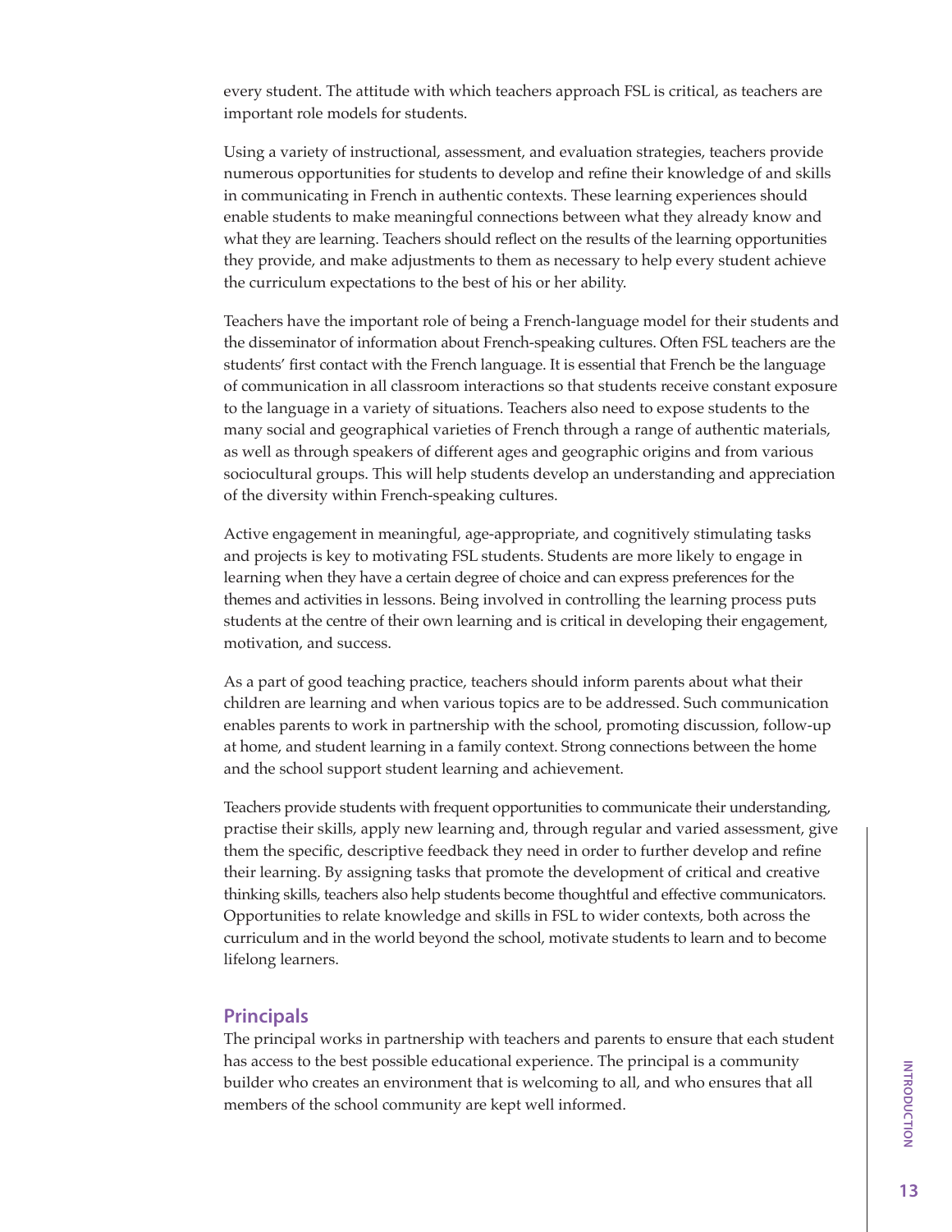every student. The attitude with which teachers approach FSL is critical, as teachers are important role models for students.

Using a variety of instructional, assessment, and evaluation strategies, teachers provide numerous opportunities for students to develop and refine their knowledge of and skills in communicating in French in authentic contexts. These learning experiences should enable students to make meaningful connections between what they already know and what they are learning. Teachers should reflect on the results of the learning opportunities they provide, and make adjustments to them as necessary to help every student achieve the curriculum expectations to the best of his or her ability.

Teachers have the important role of being a French-language model for their students and the disseminator of information about French-speaking cultures. Often FSL teachers are the students' first contact with the French language. It is essential that French be the language of communication in all classroom interactions so that students receive constant exposure to the language in a variety of situations. Teachers also need to expose students to the many social and geographical varieties of French through a range of authentic materials, as well as through speakers of different ages and geographic origins and from various sociocultural groups. This will help students develop an understanding and appreciation of the diversity within French-speaking cultures.

Active engagement in meaningful, age-appropriate, and cognitively stimulating tasks and projects is key to motivating FSL students. Students are more likely to engage in learning when they have a certain degree of choice and can express preferences for the themes and activities in lessons. Being involved in controlling the learning process puts students at the centre of their own learning and is critical in developing their engagement, motivation, and success.

As a part of good teaching practice, teachers should inform parents about what their children are learning and when various topics are to be addressed. Such communication enables parents to work in partnership with the school, promoting discussion, follow-up at home, and student learning in a family context. Strong connections between the home and the school support student learning and achievement.

Teachers provide students with frequent opportunities to communicate their understanding, practise their skills, apply new learning and, through regular and varied assessment, give them the specific, descriptive feedback they need in order to further develop and refine their learning. By assigning tasks that promote the development of critical and creative thinking skills, teachers also help students become thoughtful and effective communicators. Opportunities to relate knowledge and skills in FSL to wider contexts, both across the curriculum and in the world beyond the school, motivate students to learn and to become lifelong learners.

## Principals

The principal works in partnership with teachers and parents to ensure that each student has access to the best possible educational experience. The principal is a community builder who creates an environment that is welcoming to all, and who ensures that all members of the school community are kept well informed.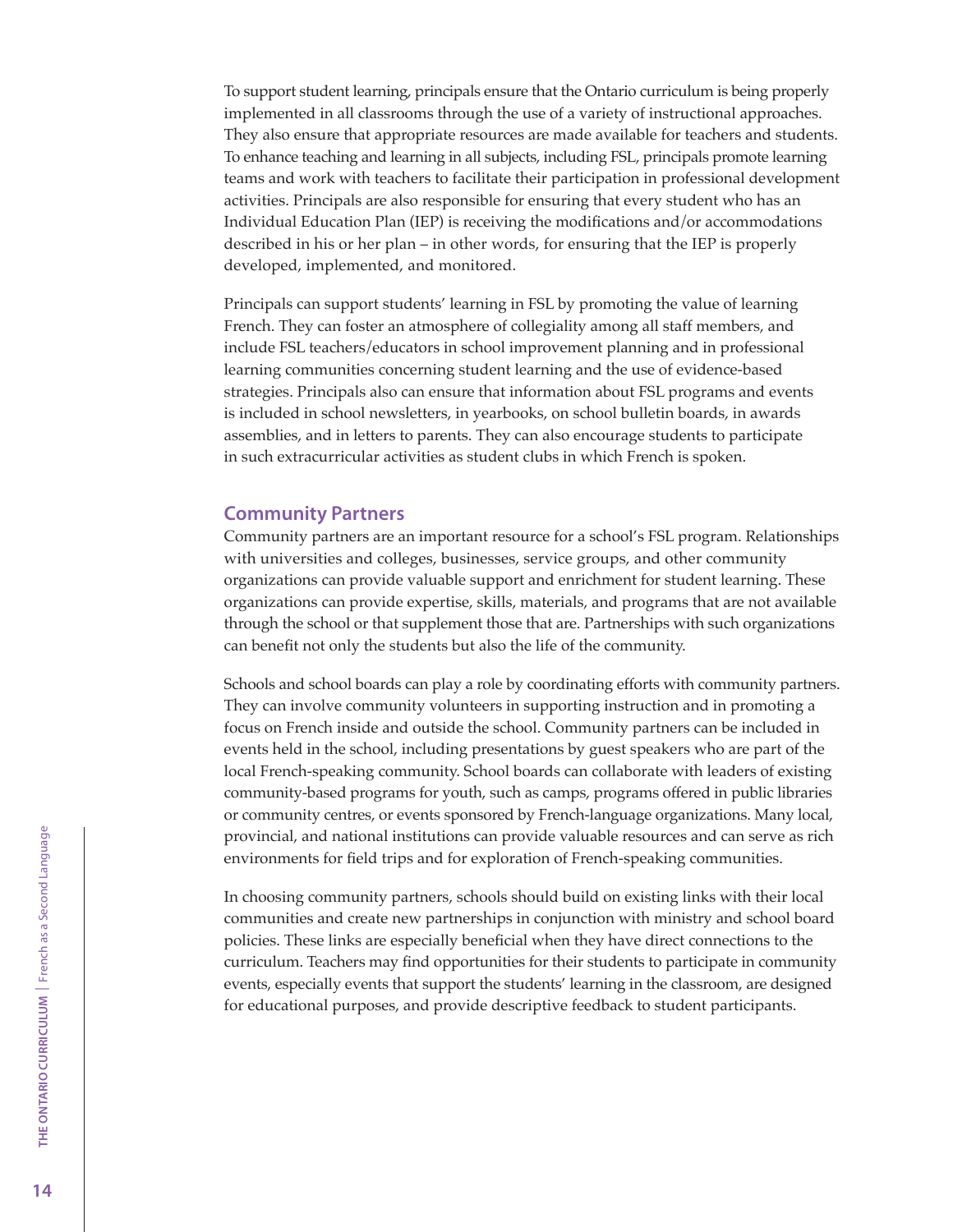To support student learning, principals ensure that the Ontario curriculum is being properly implemented in all classrooms through the use of a variety of instructional approaches. They also ensure that appropriate resources are made available for teachers and students. To enhance teaching and learning in all subjects, including FSL, principals promote learning teams and work with teachers to facilitate their participation in professional development activities. Principals are also responsible for ensuring that every student who has an Individual Education Plan (IEP) is receiving the modifications and/or accommodations described in his or her plan – in other words, for ensuring that the IEP is properly developed, implemented, and monitored.

Principals can support students' learning in FSL by promoting the value of learning French. They can foster an atmosphere of collegiality among all staff members, and include FSL teachers/educators in school improvement planning and in professional learning communities concerning student learning and the use of evidence-based strategies. Principals also can ensure that information about FSL programs and events is included in school newsletters, in yearbooks, on school bulletin boards, in awards assemblies, and in letters to parents. They can also encourage students to participate in such extracurricular activities as student clubs in which French is spoken.

## Community Partners

Community partners are an important resource for a school's FSL program. Relationships with universities and colleges, businesses, service groups, and other community organizations can provide valuable support and enrichment for student learning. These organizations can provide expertise, skills, materials, and programs that are not available through the school or that supplement those that are. Partnerships with such organizations can benefit not only the students but also the life of the community.

Schools and school boards can play a role by coordinating efforts with community partners. They can involve community volunteers in supporting instruction and in promoting a focus on French inside and outside the school. Community partners can be included in events held in the school, including presentations by guest speakers who are part of the local French-speaking community. School boards can collaborate with leaders of existing community-based programs for youth, such as camps, programs offered in public libraries or community centres, or events sponsored by French-language organizations. Many local, provincial, and national institutions can provide valuable resources and can serve as rich environments for field trips and for exploration of French-speaking communities.

In choosing community partners, schools should build on existing links with their local communities and create new partnerships in conjunction with ministry and school board policies. These links are especially beneficial when they have direct connections to the curriculum. Teachers may find opportunities for their students to participate in community events, especially events that support the students' learning in the classroom, are designed for educational purposes, and provide descriptive feedback to student participants.